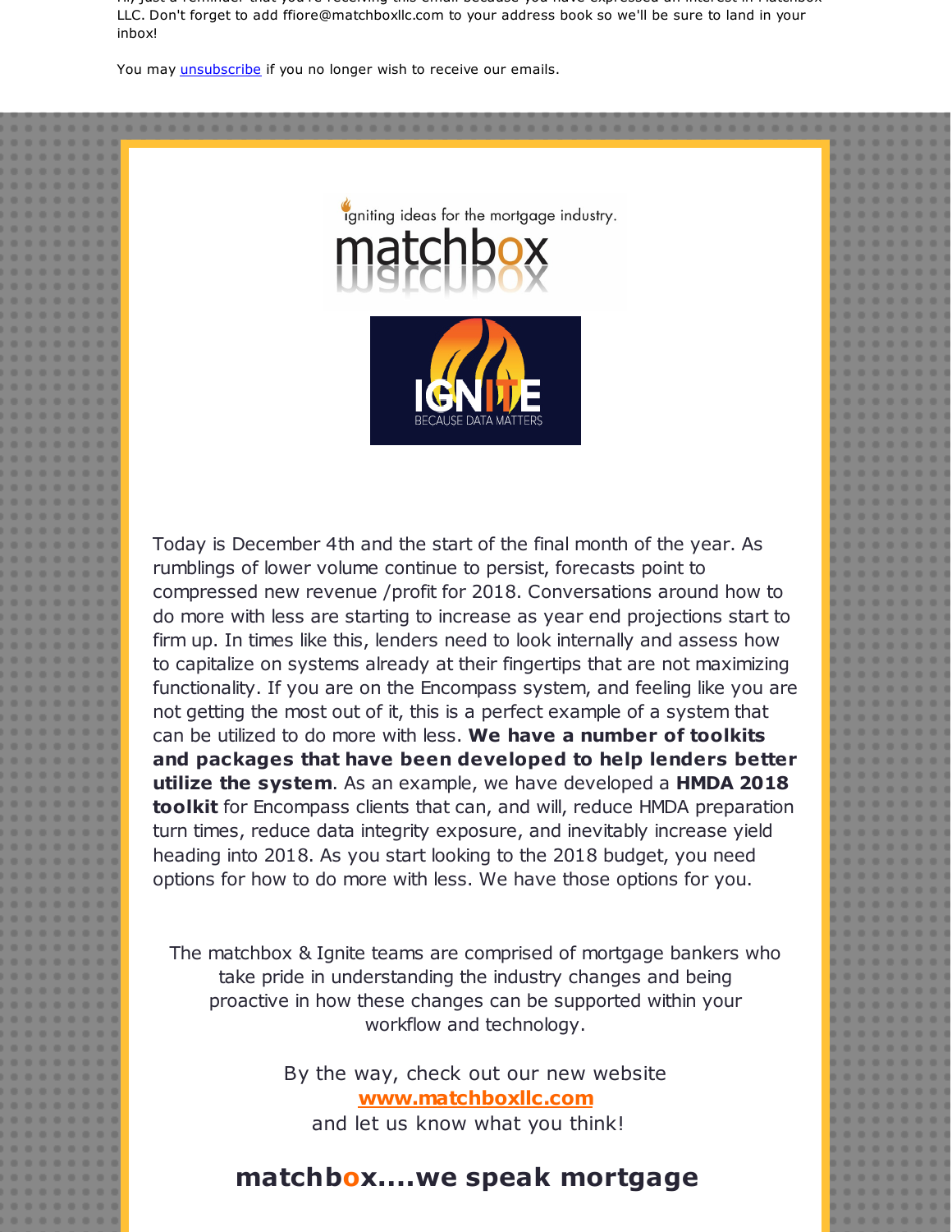LLC. Don't forget to add ffiore@matchboxllc.com to your address book so we'll be sure to land in your inbox!

You may unsubscribe if you no longer wish to receive our emails.

igniting ideas for the mortgage industry.

matchbox

IGNITE

BECAUSE DATA MATTERS

Today is December 4th and the start of the final month of the year. As rumblings of lower volume continue to persist, forecasts point to compressed new revenue /profit for 2018. Conversations around how to do more with less are starting to increase as year end projections start to firm up. In times like this, lenders need to look internally and assess how to capitalize on systems already at their fingertips that are not maximizing functionality. If you are on the Encompass system, and feeling like you are not getting the most out of it, this is a perfect example of a system that can be utilized to do more with less. **We have a number of toolkits and packages that have been developed to help lenders better utilize the system**. As an example, we have developed a **HMDA 2018 toolkit** for Encompass clients that can, and will, reduce HMDA preparation turn times, reduce data integrity exposure, and inevitably increase yield heading into 2018. As you start looking to the 2018 budget, you need options for how to do more with less. We have those options for you.

The matchbox & Ignite teams are comprised of mortgage bankers who take pride in understanding the industry changes and being proactive in how these changes can be supported within your workflow and technology.

By the way, check out our new website **www.matchboxllc.com** and let us know what you think!

## matchbox....we speak mortgage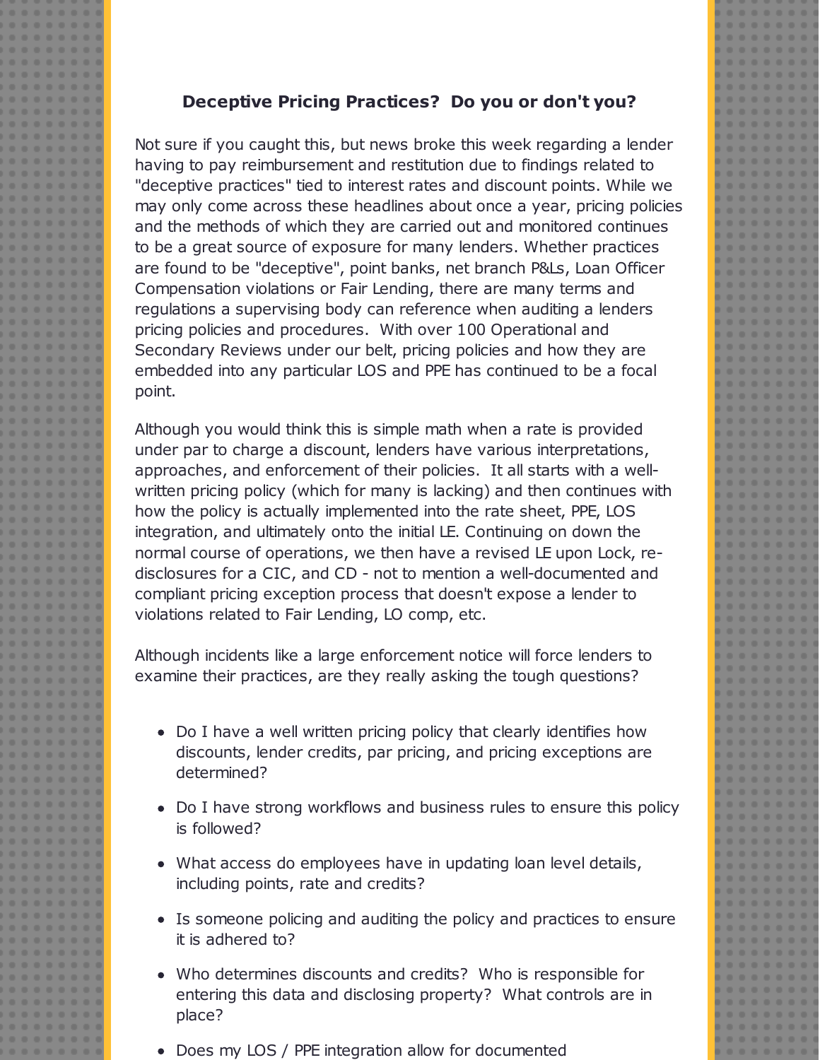**Deceptive Pricing Practices? Do you or don't you?**

Not sure if you caught this, but news broke this week regarding a lender having to pay reimbursement and restitution due to findings related to "deceptive practices" tied to interest rates and discount points. While we may only come across these headlines about once a year, pricing policies and the methods of which they are carried out and monitored continues to be a great source of exposure for many lenders. Whether practices are found to be "deceptive", point banks, net branch P&Ls, Loan Officer Compensation violations or Fair Lending, there are many terms and regulations a supervising body can reference when auditing a lenders pricing policies and procedures. With over 100 Operational and Secondary Reviews under our belt, pricing policies and how they are embedded into any particular LOS and PPE has continued to be a focal point.

Although you would think this is simple math when a rate is provided under par to charge a discount, lenders have various interpretations, approaches, and enforcement of their policies. It all starts with a well-written pricing policy (which for many is lacking) and then continues with how the policy is actually implemented into the rate sheet, PPE, LOS integration, and ultimately onto the initial LE. Continuing on down the normal course of operations, we then have a revised LE upon Lock, re-disclosures for a CIC, and CD - not to mention a well-documented and compliant pricing exception process that doesn't expose a lender to violations related to Fair Lending, LO comp, etc.

Although incidents like a large enforcement notice will force lenders to examine their practices, are they really asking the tough questions?

- Do I have a well written pricing policy that clearly identifies how discounts, lender credits, par pricing, and pricing exceptions are determined?
- Do I have strong workflows and business rules to ensure this policy is followed?
- What access do employees have in updating loan level details, including points, rate and credits?
- Is someone policing and auditing the policy and practices to ensure it is adhered to?
- Who determines discounts and credits? Who is responsible for entering this data and disclosing property? What controls are in place?
- Does my LOS / PPE integration allow for documented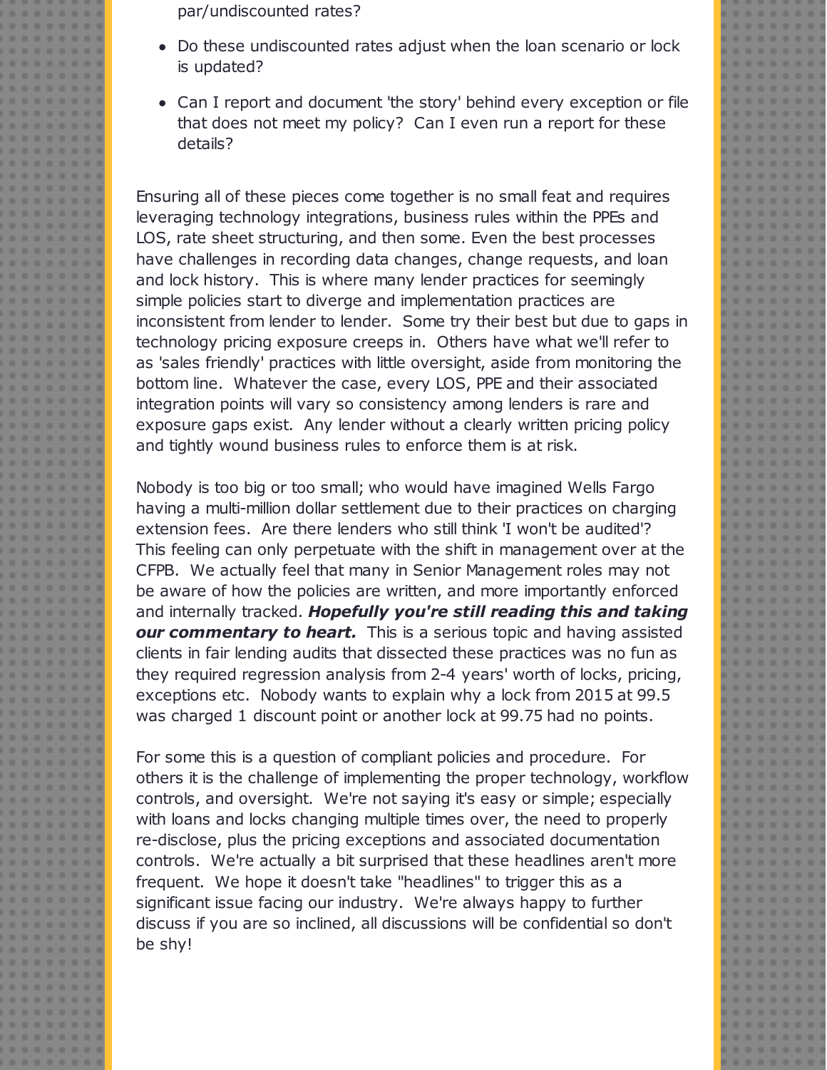par/undiscounted rates?

- Do these undiscounted rates adjust when the loan scenario or lock is updated?
- Can I report and document 'the story' behind every exception or file that does not meet my policy? Can I even run a report for these details?

Ensuring all of these pieces come together is no small feat and requires leveraging technology integrations, business rules within the PPEs and LOS, rate sheet structuring, and then some. Even the best processes have challenges in recording data changes, change requests, and loan and lock history. This is where many lender practices for seemingly simple policies start to diverge and implementation practices are inconsistent from lender to lender. Some try their best but due to gaps in technology pricing exposure creeps in. Others have what we'll refer to as 'sales friendly' practices with little oversight, aside from monitoring the bottom line. Whatever the case, every LOS, PPE and their associated integration points will vary so consistency among lenders is rare and exposure gaps exist. Any lender without a clearly written pricing policy and tightly wound business rules to enforce them is at risk.

Nobody is too big or too small; who would have imagined Wells Fargo having a multi-million dollar settlement due to their practices on charging extension fees. Are there lenders who still think 'I won't be audited'? This feeling can only perpetuate with the shift in management over at the CFPB. We actually feel that many in Senior Management roles may not be aware of how the policies are written, and more importantly enforced and internally tracked. ***Hopefully you're still reading this and taking our commentary to heart.*** This is a serious topic and having assisted clients in fair lending audits that dissected these practices was no fun as they required regression analysis from 2-4 years' worth of locks, pricing, exceptions etc. Nobody wants to explain why a lock from 2015 at 99.5 was charged 1 discount point or another lock at 99.75 had no points.

For some this is a question of compliant policies and procedure. For others it is the challenge of implementing the proper technology, workflow controls, and oversight. We're not saying it's easy or simple; especially with loans and locks changing multiple times over, the need to properly re-disclose, plus the pricing exceptions and associated documentation controls. We're actually a bit surprised that these headlines aren't more frequent. We hope it doesn't take "headlines" to trigger this as a significant issue facing our industry. We're always happy to further discuss if you are so inclined, all discussions will be confidential so don't be shy!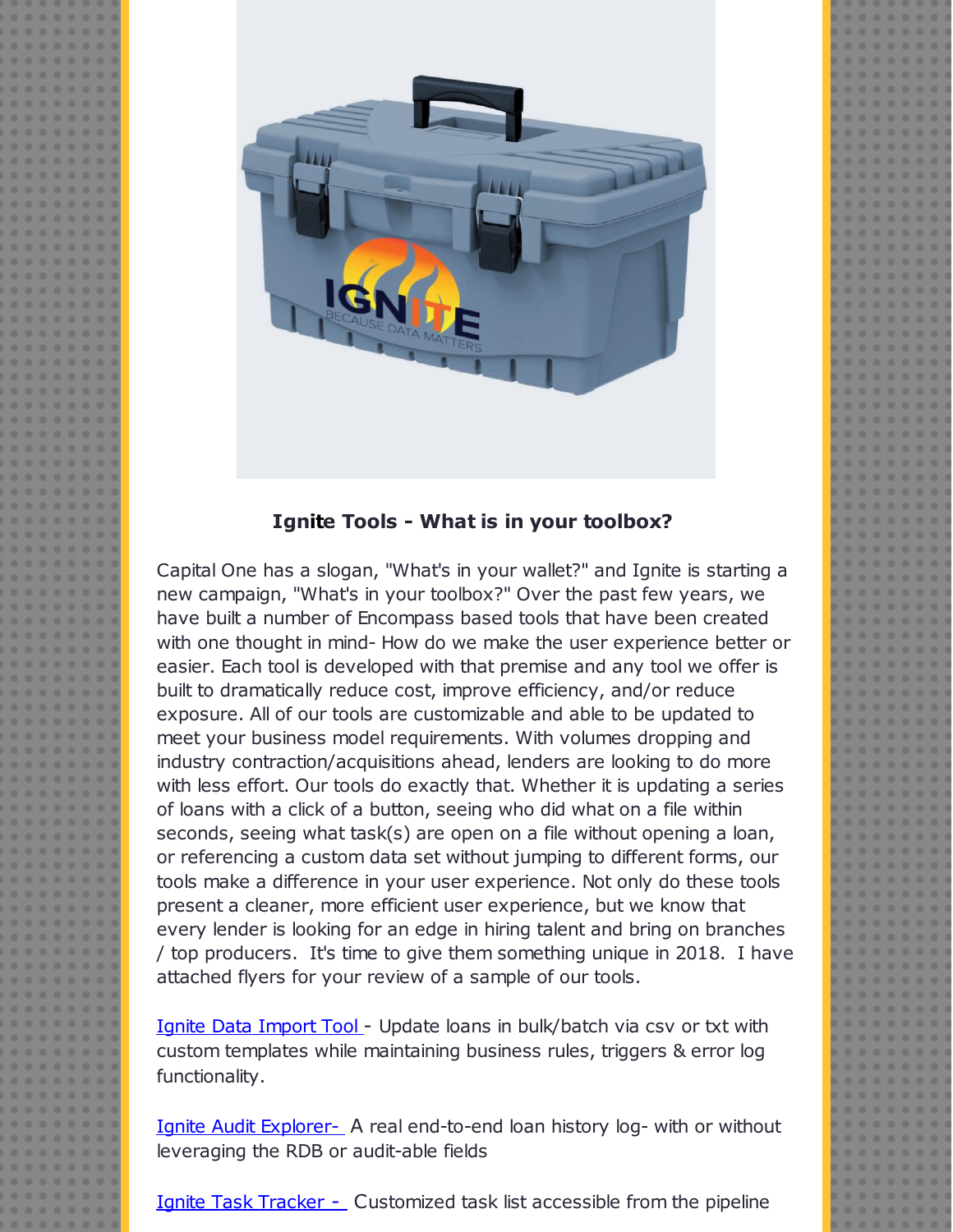**Ignite Tools - What is in your toolbox?**

Capital One has a slogan, "What's in your wallet?" and Ignite is starting a new campaign, "What's in your toolbox?" Over the past few years, we have built a number of Encompass based tools that have been created with one thought in mind- How do we make the user experience better or easier. Each tool is developed with that premise and any tool we offer is built to dramatically reduce cost, improve efficiency, and/or reduce exposure. All of our tools are customizable and able to be updated to meet your business model requirements. With volumes dropping and industry contraction/acquisitions ahead, lenders are looking to do more with less effort. Our tools do exactly that. Whether it is updating a series of loans with a click of a button, seeing who did what on a file within seconds, seeing what task(s) are open on a file without opening a loan, or referencing a custom data set without jumping to different forms, our tools make a difference in your user experience. Not only do these tools present a cleaner, more efficient user experience, but we know that every lender is looking for an edge in hiring talent and bring on branches / top producers. It's time to give them something unique in 2018. I have attached flyers for your review of a sample of our tools.

Ignite Data Import Tool - Update loans in bulk/batch via csv or txt with custom templates while maintaining business rules, triggers & error log functionality.

Ignite Audit Explorer- A real end-to-end loan history log- with or without leveraging the RDB or audit-able fields

Ignite Task Tracker - Customized task list accessible from the pipeline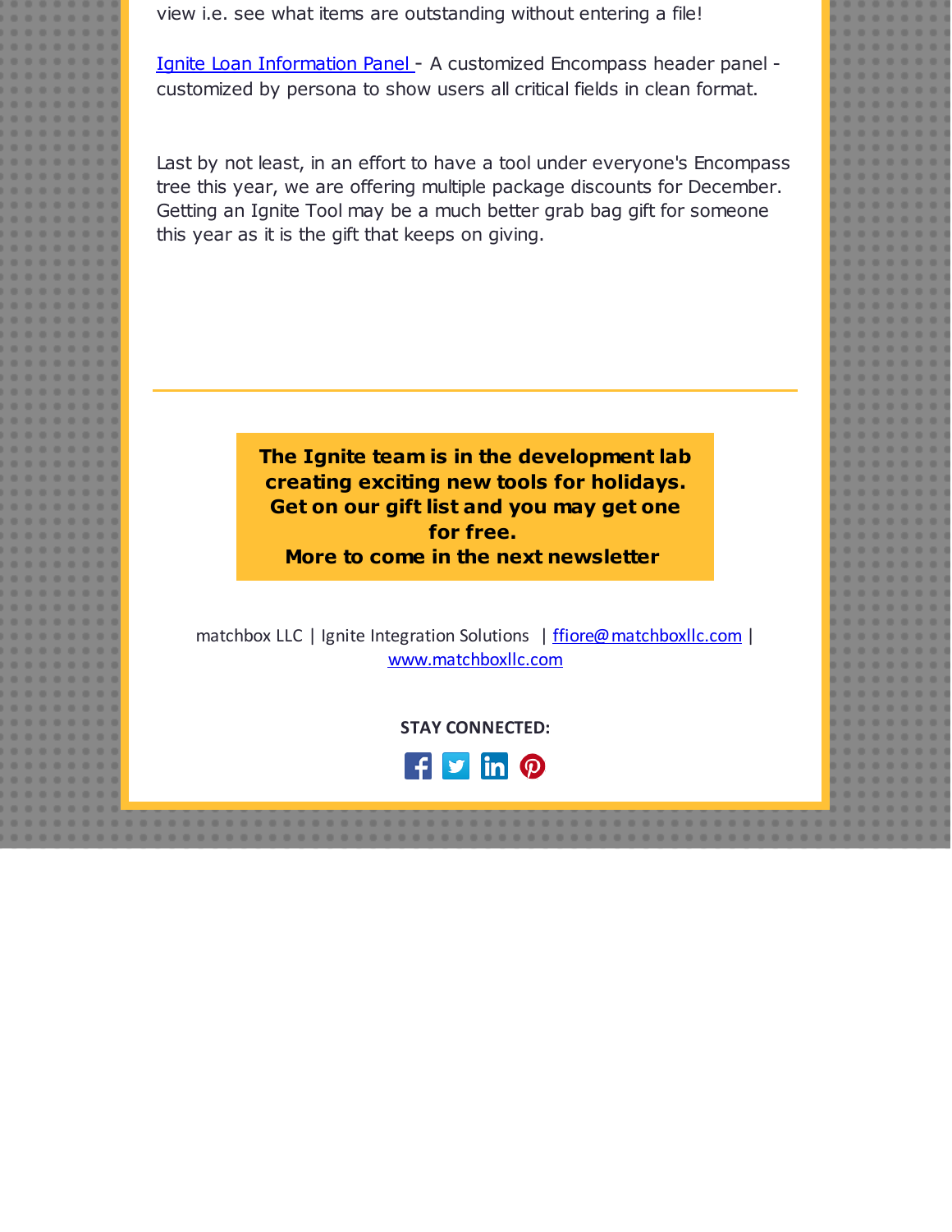view i.e. see what items are outstanding without entering a file!

Ignite Loan Information Panel - A customized Encompass header panel - customized by persona to show users all critical fields in clean format.

Last by not least, in an effort to have a tool under everyone's Encompass tree this year, we are offering multiple package discounts for December. Getting an Ignite Tool may be a much better grab bag gift for someone this year as it is the gift that keeps on giving.

---

**The Ignite team is in the development lab creating exciting new tools for holidays. Get on our gift list and you may get one for free.**
**More to come in the next newsletter**

matchbox LLC | Ignite Integration Solutions | ffiore@matchboxllc.com | www.matchboxllc.com

**STAY CONNECTED:**